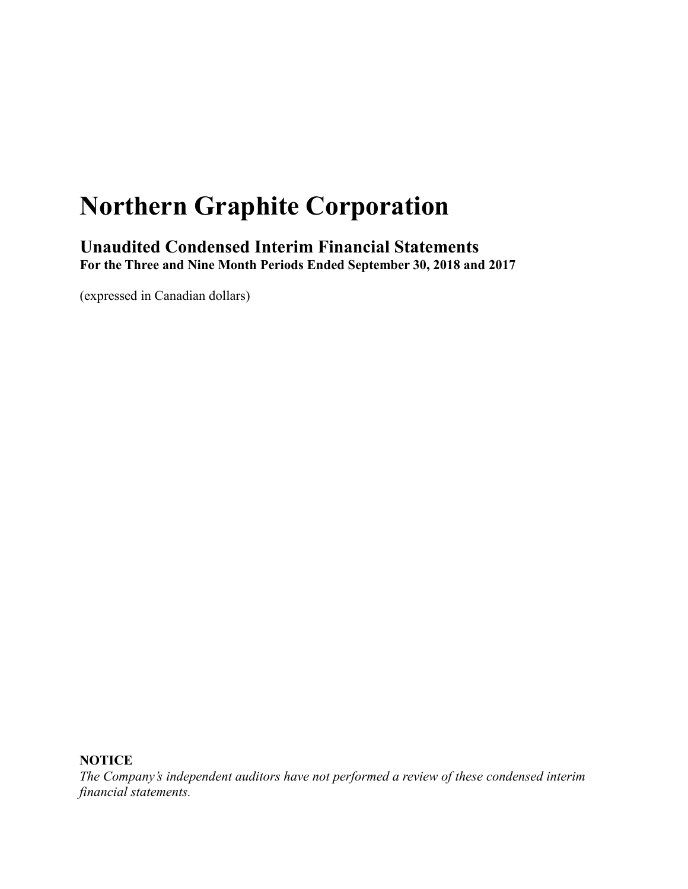# Northern Graphite Corporation

## Unaudited Condensed Interim Financial Statements

**For the Three and Nine Month Periods Ended September 30, 2018 and 2017**

(expressed in Canadian dollars)

**NOTICE**

*The Company's independent auditors have not performed a review of these condensed interim financial statements.*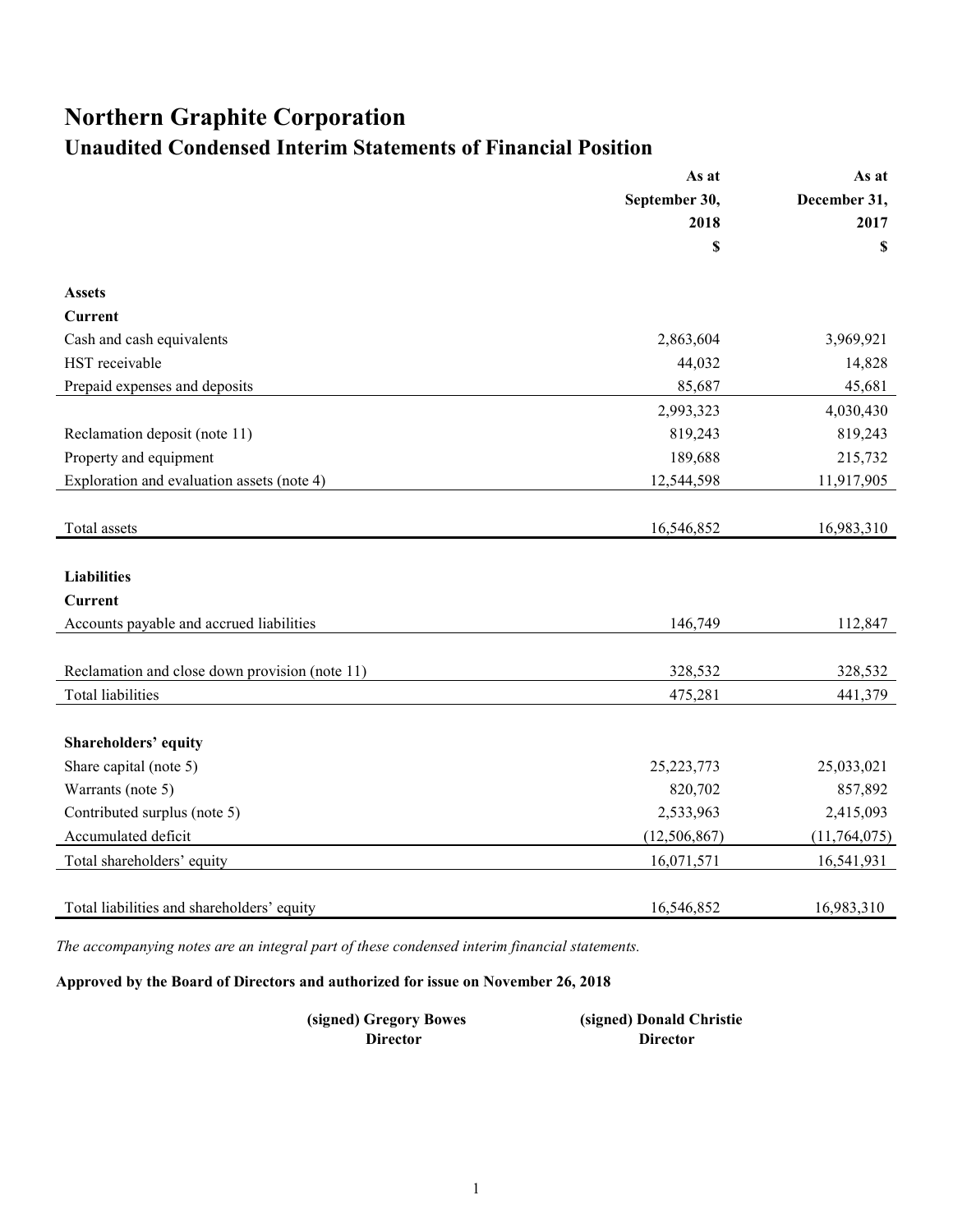# Northern Graphite Corporation

## Unaudited Condensed Interim Statements of Financial Position

| | As at September 30, 2018 $ | As at December 31, 2017 $ |
|---|---|---|
| **Assets** | | |
| **Current** | | |
| Cash and cash equivalents | 2,863,604 | 3,969,921 |
| HST receivable | 44,032 | 14,828 |
| Prepaid expenses and deposits | 85,687 | 45,681 |
| | 2,993,323 | 4,030,430 |
| Reclamation deposit (note 11) | 819,243 | 819,243 |
| Property and equipment | 189,688 | 215,732 |
| Exploration and evaluation assets (note 4) | 12,544,598 | 11,917,905 |
| Total assets | 16,546,852 | 16,983,310 |
| **Liabilities** | | |
| **Current** | | |
| Accounts payable and accrued liabilities | 146,749 | 112,847 |
| Reclamation and close down provision (note 11) | 328,532 | 328,532 |
| Total liabilities | 475,281 | 441,379 |
| **Shareholders' equity** | | |
| Share capital (note 5) | 25,223,773 | 25,033,021 |
| Warrants (note 5) | 820,702 | 857,892 |
| Contributed surplus (note 5) | 2,533,963 | 2,415,093 |
| Accumulated deficit | (12,506,867) | (11,764,075) |
| Total shareholders' equity | 16,071,571 | 16,541,931 |
| Total liabilities and shareholders' equity | 16,546,852 | 16,983,310 |

*The accompanying notes are an integral part of these condensed interim financial statements.*

**Approved by the Board of Directors and authorized for issue on November 26, 2018**

| (signed) Gregory Bowes | (signed) Donald Christie |
|---|---|
| Director | Director |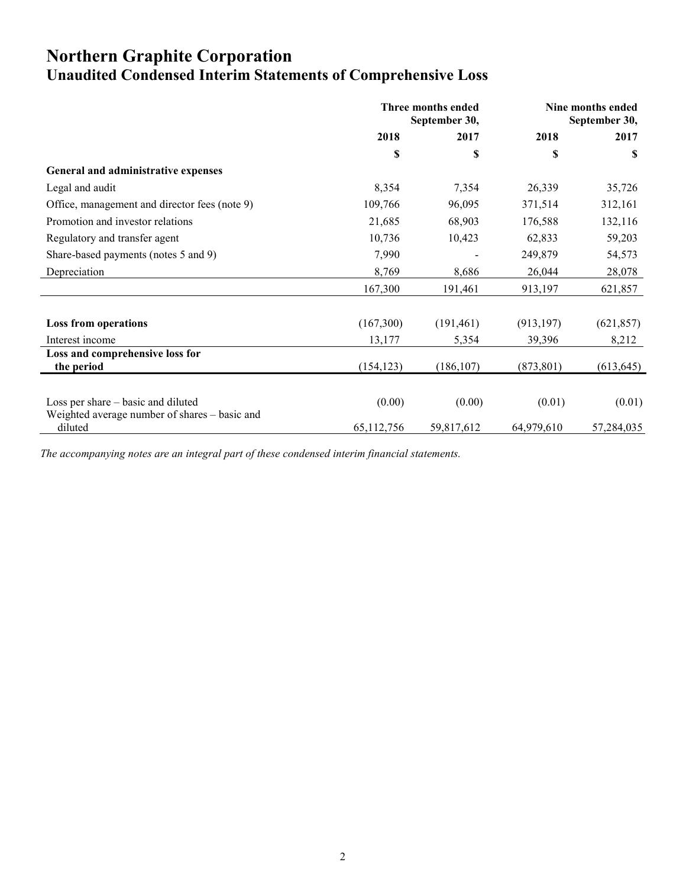# Northern Graphite Corporation
## Unaudited Condensed Interim Statements of Comprehensive Loss

| | Three months ended September 30, | | Nine months ended September 30, | |
|---|---|---|---|---|
| | 2018 | 2017 | 2018 | 2017 |
| | $ | $ | $ | $ |
| **General and administrative expenses** | | | | |
| Legal and audit | 8,354 | 7,354 | 26,339 | 35,726 |
| Office, management and director fees (note 9) | 109,766 | 96,095 | 371,514 | 312,161 |
| Promotion and investor relations | 21,685 | 68,903 | 176,588 | 132,116 |
| Regulatory and transfer agent | 10,736 | 10,423 | 62,833 | 59,203 |
| Share-based payments (notes 5 and 9) | 7,990 | - | 249,879 | 54,573 |
| Depreciation | 8,769 | 8,686 | 26,044 | 28,078 |
| | 167,300 | 191,461 | 913,197 | 621,857 |
| | | | | |
| **Loss from operations** | (167,300) | (191,461) | (913,197) | (621,857) |
| Interest income | 13,177 | 5,354 | 39,396 | 8,212 |
| **Loss and comprehensive loss for the period** | (154,123) | (186,107) | (873,801) | (613,645) |
| | | | | |
| Loss per share – basic and diluted | (0.00) | (0.00) | (0.01) | (0.01) |
| Weighted average number of shares – basic and diluted | 65,112,756 | 59,817,612 | 64,979,610 | 57,284,035 |

*The accompanying notes are an integral part of these condensed interim financial statements.*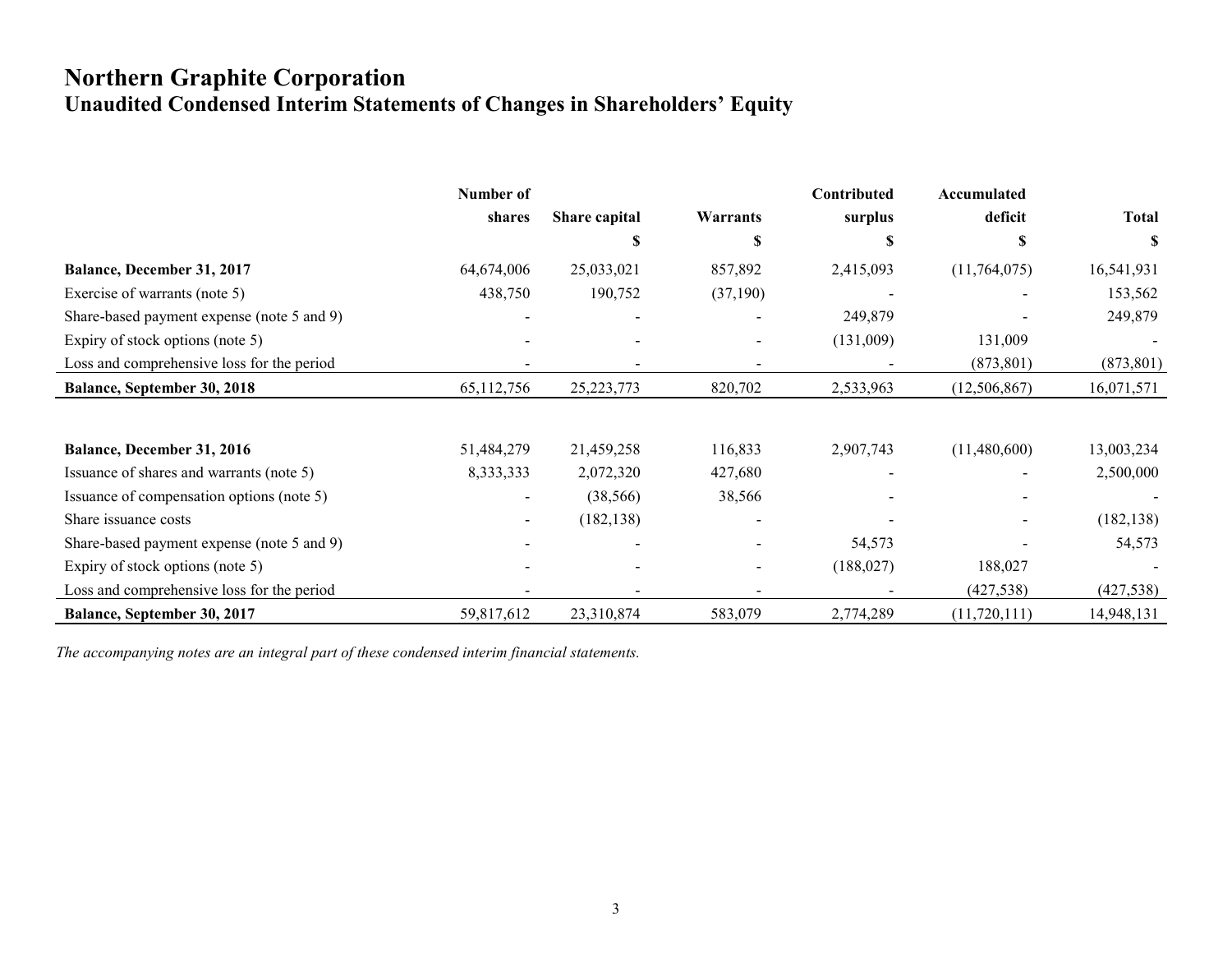# Northern Graphite Corporation

## Unaudited Condensed Interim Statements of Changes in Shareholders' Equity

| | Number of shares | Share capital | Warrants | Contributed surplus | Accumulated deficit | Total |
|---|---|---|---|---|---|---|
| | | $ | $ | $ | $ | $ |
| **Balance, December 31, 2017** | 64,674,006 | 25,033,021 | 857,892 | 2,415,093 | (11,764,075) | 16,541,931 |
| Exercise of warrants (note 5) | 438,750 | 190,752 | (37,190) | - | - | 153,562 |
| Share-based payment expense (note 5 and 9) | - | - | - | 249,879 | - | 249,879 |
| Expiry of stock options (note 5) | - | - | - | (131,009) | 131,009 | - |
| Loss and comprehensive loss for the period | - | - | - | - | (873,801) | (873,801) |
| **Balance, September 30, 2018** | 65,112,756 | 25,223,773 | 820,702 | 2,533,963 | (12,506,867) | 16,071,571 |
| | | | | | | |
| **Balance, December 31, 2016** | 51,484,279 | 21,459,258 | 116,833 | 2,907,743 | (11,480,600) | 13,003,234 |
| Issuance of shares and warrants (note 5) | 8,333,333 | 2,072,320 | 427,680 | - | - | 2,500,000 |
| Issuance of compensation options (note 5) | - | (38,566) | 38,566 | - | - | - |
| Share issuance costs | - | (182,138) | - | - | - | (182,138) |
| Share-based payment expense (note 5 and 9) | - | - | - | 54,573 | - | 54,573 |
| Expiry of stock options (note 5) | - | - | - | (188,027) | 188,027 | - |
| Loss and comprehensive loss for the period | - | - | - | - | (427,538) | (427,538) |
| **Balance, September 30, 2017** | 59,817,612 | 23,310,874 | 583,079 | 2,774,289 | (11,720,111) | 14,948,131 |

*The accompanying notes are an integral part of these condensed interim financial statements.*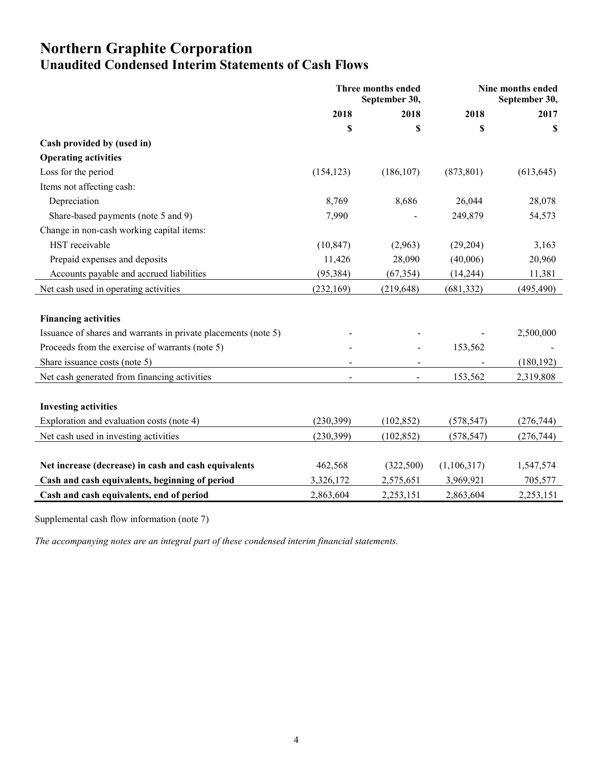# Northern Graphite Corporation

## Unaudited Condensed Interim Statements of Cash Flows

| | Three months ended September 30, | | Nine months ended September 30, | |
|---|---|---|---|---|
| | 2018 | 2018 | 2018 | 2017 |
| | $ | $ | $ | $ |
| **Cash provided by (used in)** | | | | |
| **Operating activities** | | | | |
| Loss for the period | (154,123) | (186,107) | (873,801) | (613,645) |
| Items not affecting cash: | | | | |
| Depreciation | 8,769 | 8,686 | 26,044 | 28,078 |
| Share-based payments (note 5 and 9) | 7,990 | - | 249,879 | 54,573 |
| Change in non-cash working capital items: | | | | |
| HST receivable | (10,847) | (2,963) | (29,204) | 3,163 |
| Prepaid expenses and deposits | 11,426 | 28,090 | (40,006) | 20,960 |
| Accounts payable and accrued liabilities | (95,384) | (67,354) | (14,244) | 11,381 |
| Net cash used in operating activities | (232,169) | (219,648) | (681,332) | (495,490) |
| | | | | |
| **Financing activities** | | | | |
| Issuance of shares and warrants in private placements (note 5) | - | - | - | 2,500,000 |
| Proceeds from the exercise of warrants (note 5) | - | - | 153,562 | - |
| Share issuance costs (note 5) | - | - | - | (180,192) |
| Net cash generated from financing activities | - | - | 153,562 | 2,319,808 |
| | | | | |
| **Investing activities** | | | | |
| Exploration and evaluation costs (note 4) | (230,399) | (102,852) | (578,547) | (276,744) |
| Net cash used in investing activities | (230,399) | (102,852) | (578,547) | (276,744) |
| | | | | |
| **Net increase (decrease) in cash and cash equivalents** | 462,568 | (322,500) | (1,106,317) | 1,547,574 |
| **Cash and cash equivalents, beginning of period** | 3,326,172 | 2,575,651 | 3,969,921 | 705,577 |
| **Cash and cash equivalents, end of period** | 2,863,604 | 2,253,151 | 2,863,604 | 2,253,151 |

Supplemental cash flow information (note 7)

*The accompanying notes are an integral part of these condensed interim financial statements.*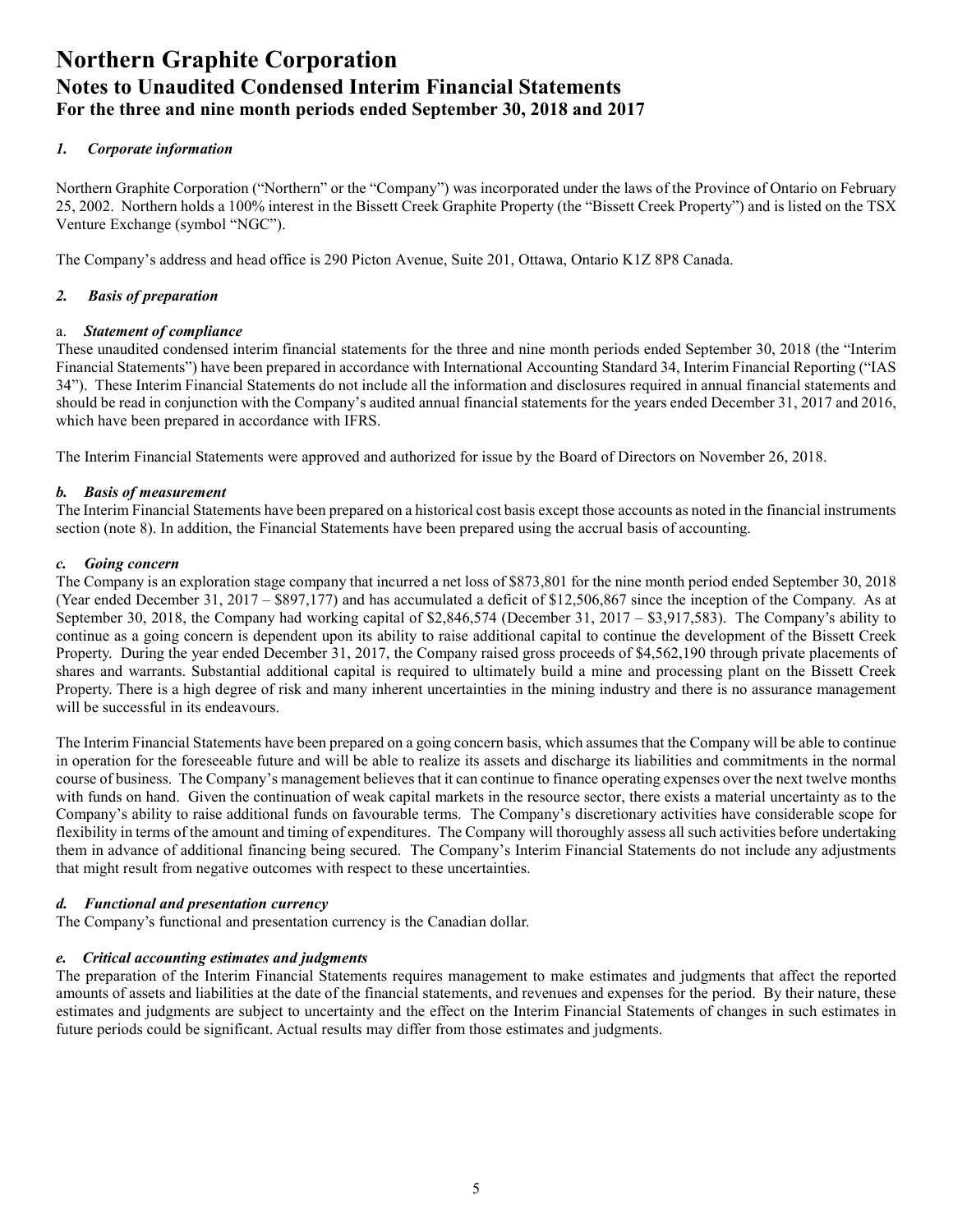# Northern Graphite Corporation
## Notes to Unaudited Condensed Interim Financial Statements
### For the three and nine month periods ended September 30, 2018 and 2017

### *1. Corporate information*

Northern Graphite Corporation ("Northern" or the "Company") was incorporated under the laws of the Province of Ontario on February 25, 2002. Northern holds a 100% interest in the Bissett Creek Graphite Property (the "Bissett Creek Property") and is listed on the TSX Venture Exchange (symbol "NGC").

The Company's address and head office is 290 Picton Avenue, Suite 201, Ottawa, Ontario K1Z 8P8 Canada.

### *2. Basis of preparation*

#### a. *Statement of compliance*

These unaudited condensed interim financial statements for the three and nine month periods ended September 30, 2018 (the "Interim Financial Statements") have been prepared in accordance with International Accounting Standard 34, Interim Financial Reporting ("IAS 34"). These Interim Financial Statements do not include all the information and disclosures required in annual financial statements and should be read in conjunction with the Company's audited annual financial statements for the years ended December 31, 2017 and 2016, which have been prepared in accordance with IFRS.

The Interim Financial Statements were approved and authorized for issue by the Board of Directors on November 26, 2018.

#### *b. Basis of measurement*

The Interim Financial Statements have been prepared on a historical cost basis except those accounts as noted in the financial instruments section (note 8). In addition, the Financial Statements have been prepared using the accrual basis of accounting.

#### *c. Going concern*

The Company is an exploration stage company that incurred a net loss of $873,801 for the nine month period ended September 30, 2018 (Year ended December 31, 2017 – $897,177) and has accumulated a deficit of $12,506,867 since the inception of the Company. As at September 30, 2018, the Company had working capital of $2,846,574 (December 31, 2017 – $3,917,583). The Company's ability to continue as a going concern is dependent upon its ability to raise additional capital to continue the development of the Bissett Creek Property. During the year ended December 31, 2017, the Company raised gross proceeds of $4,562,190 through private placements of shares and warrants. Substantial additional capital is required to ultimately build a mine and processing plant on the Bissett Creek Property. There is a high degree of risk and many inherent uncertainties in the mining industry and there is no assurance management will be successful in its endeavours.

The Interim Financial Statements have been prepared on a going concern basis, which assumes that the Company will be able to continue in operation for the foreseeable future and will be able to realize its assets and discharge its liabilities and commitments in the normal course of business. The Company's management believes that it can continue to finance operating expenses over the next twelve months with funds on hand. Given the continuation of weak capital markets in the resource sector, there exists a material uncertainty as to the Company's ability to raise additional funds on favourable terms. The Company's discretionary activities have considerable scope for flexibility in terms of the amount and timing of expenditures. The Company will thoroughly assess all such activities before undertaking them in advance of additional financing being secured. The Company's Interim Financial Statements do not include any adjustments that might result from negative outcomes with respect to these uncertainties.

#### *d. Functional and presentation currency*

The Company's functional and presentation currency is the Canadian dollar.

#### *e. Critical accounting estimates and judgments*

The preparation of the Interim Financial Statements requires management to make estimates and judgments that affect the reported amounts of assets and liabilities at the date of the financial statements, and revenues and expenses for the period. By their nature, these estimates and judgments are subject to uncertainty and the effect on the Interim Financial Statements of changes in such estimates in future periods could be significant. Actual results may differ from those estimates and judgments.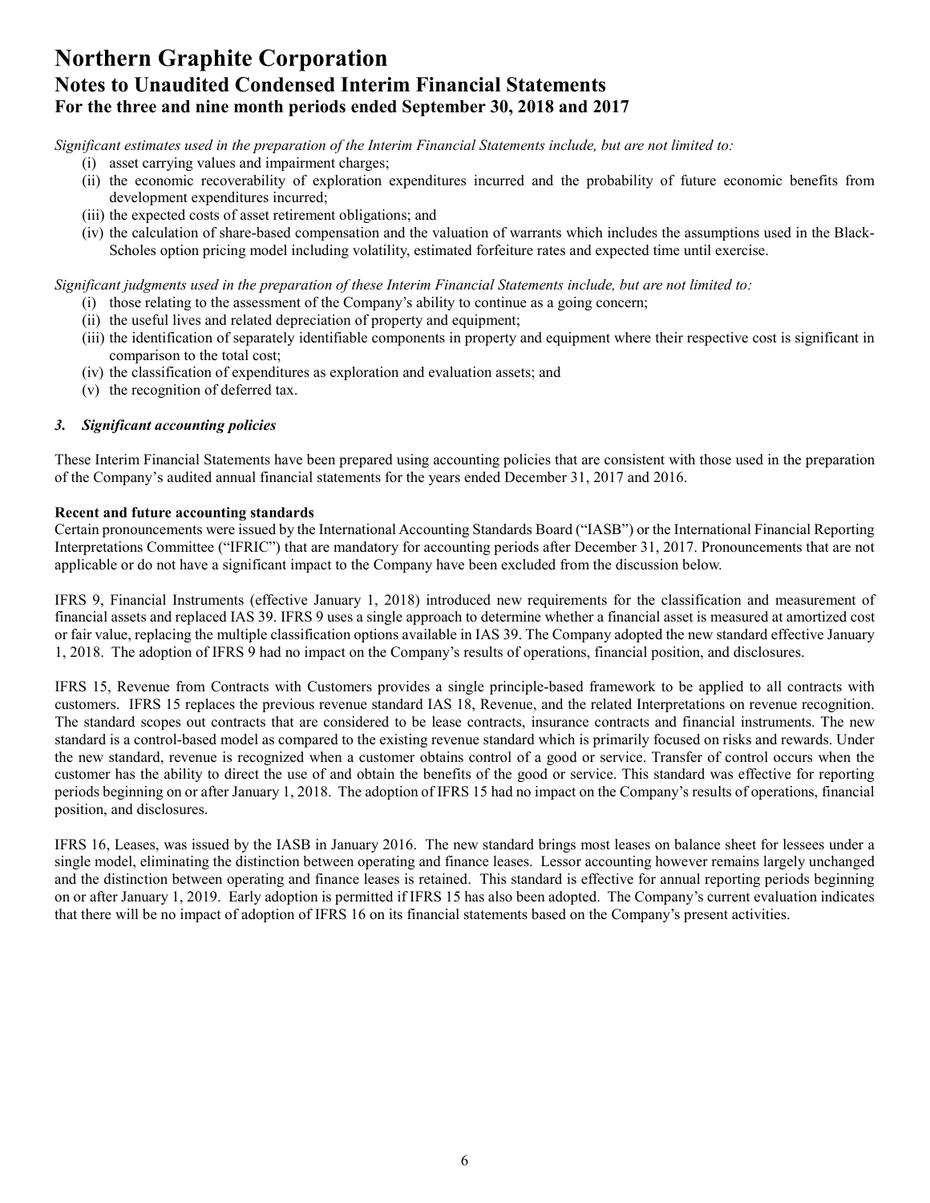*Significant estimates used in the preparation of the Interim Financial Statements include, but are not limited to:*

(i) asset carrying values and impairment charges;
(ii) the economic recoverability of exploration expenditures incurred and the probability of future economic benefits from development expenditures incurred;
(iii) the expected costs of asset retirement obligations; and
(iv) the calculation of share-based compensation and the valuation of warrants which includes the assumptions used in the Black-Scholes option pricing model including volatility, estimated forfeiture rates and expected time until exercise.

*Significant judgments used in the preparation of these Interim Financial Statements include, but are not limited to:*

(i) those relating to the assessment of the Company's ability to continue as a going concern;
(ii) the useful lives and related depreciation of property and equipment;
(iii) the identification of separately identifiable components in property and equipment where their respective cost is significant in comparison to the total cost;
(iv) the classification of expenditures as exploration and evaluation assets; and
(v) the recognition of deferred tax.

### *3. Significant accounting policies*

These Interim Financial Statements have been prepared using accounting policies that are consistent with those used in the preparation of the Company's audited annual financial statements for the years ended December 31, 2017 and 2016.

**Recent and future accounting standards**

Certain pronouncements were issued by the International Accounting Standards Board ("IASB") or the International Financial Reporting Interpretations Committee ("IFRIC") that are mandatory for accounting periods after December 31, 2017. Pronouncements that are not applicable or do not have a significant impact to the Company have been excluded from the discussion below.

IFRS 9, Financial Instruments (effective January 1, 2018) introduced new requirements for the classification and measurement of financial assets and replaced IAS 39. IFRS 9 uses a single approach to determine whether a financial asset is measured at amortized cost or fair value, replacing the multiple classification options available in IAS 39. The Company adopted the new standard effective January 1, 2018. The adoption of IFRS 9 had no impact on the Company's results of operations, financial position, and disclosures.

IFRS 15, Revenue from Contracts with Customers provides a single principle-based framework to be applied to all contracts with customers. IFRS 15 replaces the previous revenue standard IAS 18, Revenue, and the related Interpretations on revenue recognition. The standard scopes out contracts that are considered to be lease contracts, insurance contracts and financial instruments. The new standard is a control-based model as compared to the existing revenue standard which is primarily focused on risks and rewards. Under the new standard, revenue is recognized when a customer obtains control of a good or service. Transfer of control occurs when the customer has the ability to direct the use of and obtain the benefits of the good or service. This standard was effective for reporting periods beginning on or after January 1, 2018. The adoption of IFRS 15 had no impact on the Company's results of operations, financial position, and disclosures.

IFRS 16, Leases, was issued by the IASB in January 2016. The new standard brings most leases on balance sheet for lessees under a single model, eliminating the distinction between operating and finance leases. Lessor accounting however remains largely unchanged and the distinction between operating and finance leases is retained. This standard is effective for annual reporting periods beginning on or after January 1, 2019. Early adoption is permitted if IFRS 15 has also been adopted. The Company's current evaluation indicates that there will be no impact of adoption of IFRS 16 on its financial statements based on the Company's present activities.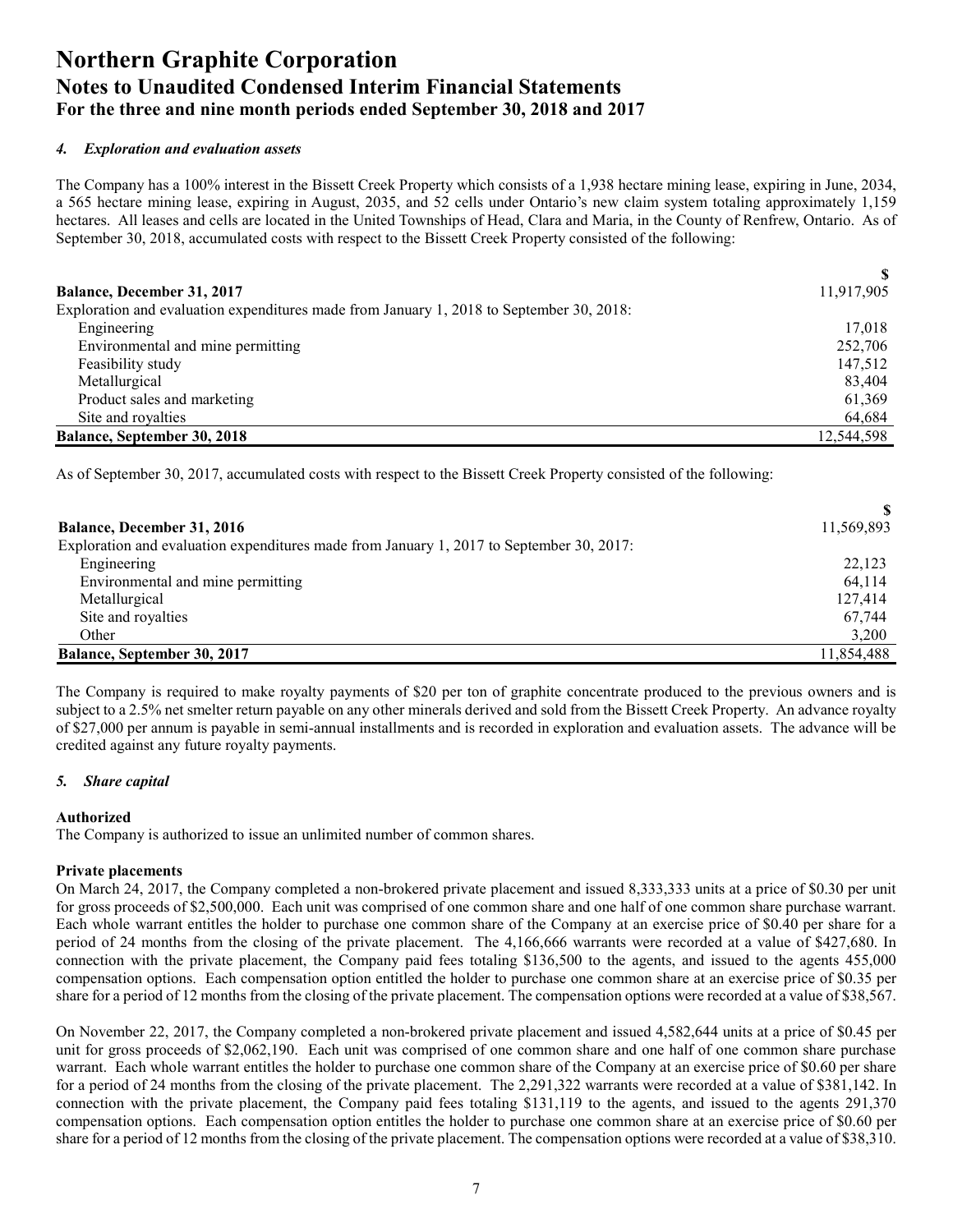# Northern Graphite Corporation
## Notes to Unaudited Condensed Interim Financial Statements
### For the three and nine month periods ended September 30, 2018 and 2017

#### *4. Exploration and evaluation assets*

The Company has a 100% interest in the Bissett Creek Property which consists of a 1,938 hectare mining lease, expiring in June, 2034, a 565 hectare mining lease, expiring in August, 2035, and 52 cells under Ontario's new claim system totaling approximately 1,159 hectares. All leases and cells are located in the United Townships of Head, Clara and Maria, in the County of Renfrew, Ontario. As of September 30, 2018, accumulated costs with respect to the Bissett Creek Property consisted of the following:

| | $ |
|---|---|
| **Balance, December 31, 2017** | 11,917,905 |
| Exploration and evaluation expenditures made from January 1, 2018 to September 30, 2018: | |
| Engineering | 17,018 |
| Environmental and mine permitting | 252,706 |
| Feasibility study | 147,512 |
| Metallurgical | 83,404 |
| Product sales and marketing | 61,369 |
| Site and royalties | 64,684 |
| **Balance, September 30, 2018** | 12,544,598 |

As of September 30, 2017, accumulated costs with respect to the Bissett Creek Property consisted of the following:

| | $ |
|---|---|
| **Balance, December 31, 2016** | 11,569,893 |
| Exploration and evaluation expenditures made from January 1, 2017 to September 30, 2017: | |
| Engineering | 22,123 |
| Environmental and mine permitting | 64,114 |
| Metallurgical | 127,414 |
| Site and royalties | 67,744 |
| Other | 3,200 |
| **Balance, September 30, 2017** | 11,854,488 |

The Company is required to make royalty payments of $20 per ton of graphite concentrate produced to the previous owners and is subject to a 2.5% net smelter return payable on any other minerals derived and sold from the Bissett Creek Property. An advance royalty of $27,000 per annum is payable in semi-annual installments and is recorded in exploration and evaluation assets. The advance will be credited against any future royalty payments.

#### *5. Share capital*

**Authorized**

The Company is authorized to issue an unlimited number of common shares.

**Private placements**

On March 24, 2017, the Company completed a non-brokered private placement and issued 8,333,333 units at a price of $0.30 per unit for gross proceeds of $2,500,000. Each unit was comprised of one common share and one half of one common share purchase warrant. Each whole warrant entitles the holder to purchase one common share of the Company at an exercise price of $0.40 per share for a period of 24 months from the closing of the private placement. The 4,166,666 warrants were recorded at a value of $427,680. In connection with the private placement, the Company paid fees totaling $136,500 to the agents, and issued to the agents 455,000 compensation options. Each compensation option entitled the holder to purchase one common share at an exercise price of $0.35 per share for a period of 12 months from the closing of the private placement. The compensation options were recorded at a value of $38,567.

On November 22, 2017, the Company completed a non-brokered private placement and issued 4,582,644 units at a price of $0.45 per unit for gross proceeds of $2,062,190. Each unit was comprised of one common share and one half of one common share purchase warrant. Each whole warrant entitles the holder to purchase one common share of the Company at an exercise price of $0.60 per share for a period of 24 months from the closing of the private placement. The 2,291,322 warrants were recorded at a value of $381,142. In connection with the private placement, the Company paid fees totaling $131,119 to the agents, and issued to the agents 291,370 compensation options. Each compensation option entitles the holder to purchase one common share at an exercise price of $0.60 per share for a period of 12 months from the closing of the private placement. The compensation options were recorded at a value of $38,310.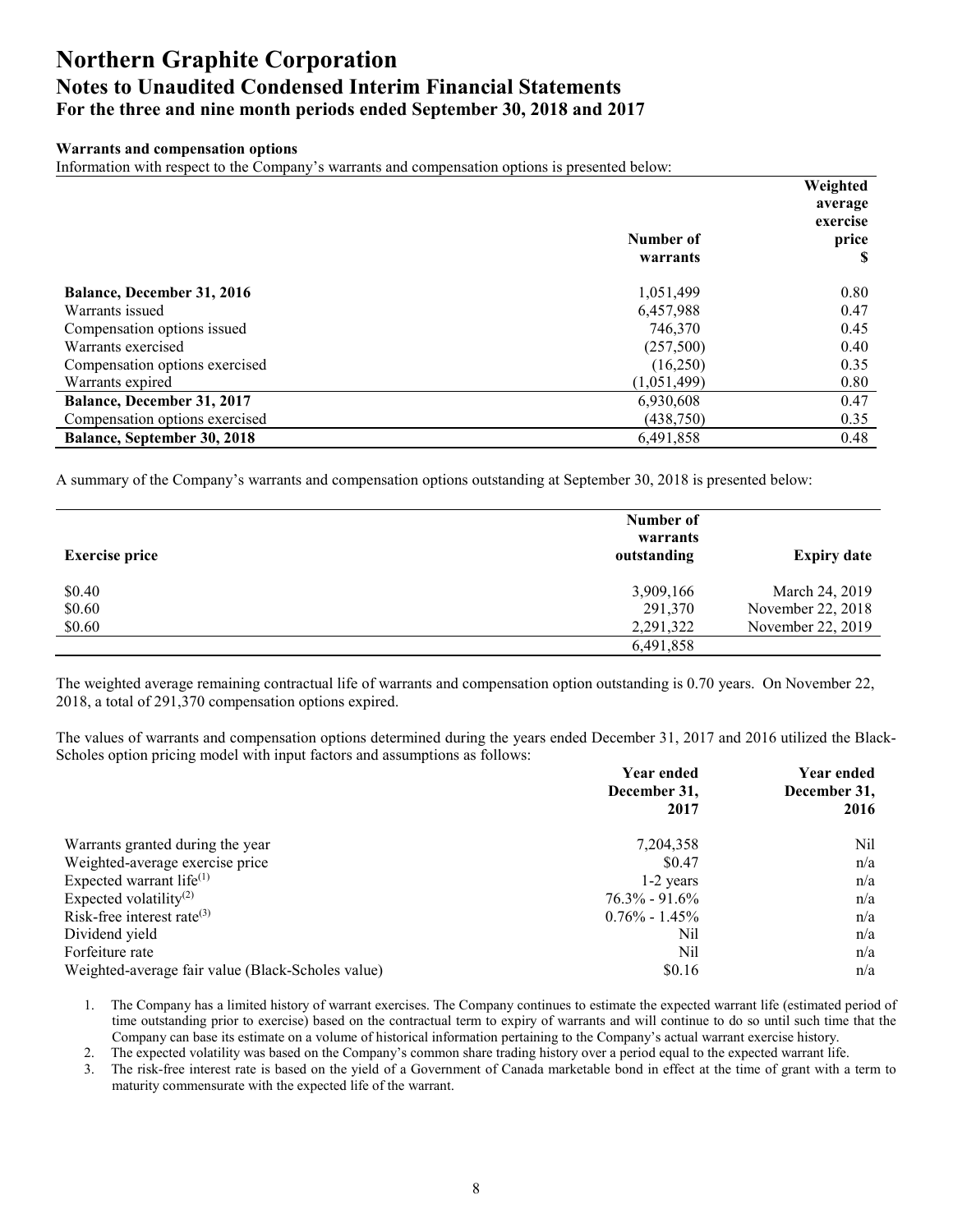# Northern Graphite Corporation

## Notes to Unaudited Condensed Interim Financial Statements

### For the three and nine month periods ended September 30, 2018 and 2017

**Warrants and compensation options**

Information with respect to the Company's warrants and compensation options is presented below:

| | Number of warrants | Weighted average exercise price $ |
|---|---|---|
| **Balance, December 31, 2016** | 1,051,499 | 0.80 |
| Warrants issued | 6,457,988 | 0.47 |
| Compensation options issued | 746,370 | 0.45 |
| Warrants exercised | (257,500) | 0.40 |
| Compensation options exercised | (16,250) | 0.35 |
| Warrants expired | (1,051,499) | 0.80 |
| **Balance, December 31, 2017** | 6,930,608 | 0.47 |
| Compensation options exercised | (438,750) | 0.35 |
| **Balance, September 30, 2018** | 6,491,858 | 0.48 |

A summary of the Company's warrants and compensation options outstanding at September 30, 2018 is presented below:

| Exercise price | Number of warrants outstanding | Expiry date |
|---|---|---|
| $0.40 | 3,909,166 | March 24, 2019 |
| $0.60 | 291,370 | November 22, 2018 |
| $0.60 | 2,291,322 | November 22, 2019 |
| | 6,491,858 | |

The weighted average remaining contractual life of warrants and compensation option outstanding is 0.70 years. On November 22, 2018, a total of 291,370 compensation options expired.

The values of warrants and compensation options determined during the years ended December 31, 2017 and 2016 utilized the Black-Scholes option pricing model with input factors and assumptions as follows:

| | Year ended December 31, 2017 | Year ended December 31, 2016 |
|---|---|---|
| Warrants granted during the year | 7,204,358 | Nil |
| Weighted-average exercise price | $0.47 | n/a |
| Expected warrant life[(1)] | 1-2 years | n/a |
| Expected volatility[(2)] | 76.3% - 91.6% | n/a |
| Risk-free interest rate[(3)] | 0.76% - 1.45% | n/a |
| Dividend yield | Nil | n/a |
| Forfeiture rate | Nil | n/a |
| Weighted-average fair value (Black-Scholes value) | $0.16 | n/a |

1. The Company has a limited history of warrant exercises. The Company continues to estimate the expected warrant life (estimated period of time outstanding prior to exercise) based on the contractual term to expiry of warrants and will continue to do so until such time that the Company can base its estimate on a volume of historical information pertaining to the Company's actual warrant exercise history.
2. The expected volatility was based on the Company's common share trading history over a period equal to the expected warrant life.
3. The risk-free interest rate is based on the yield of a Government of Canada marketable bond in effect at the time of grant with a term to maturity commensurate with the expected life of the warrant.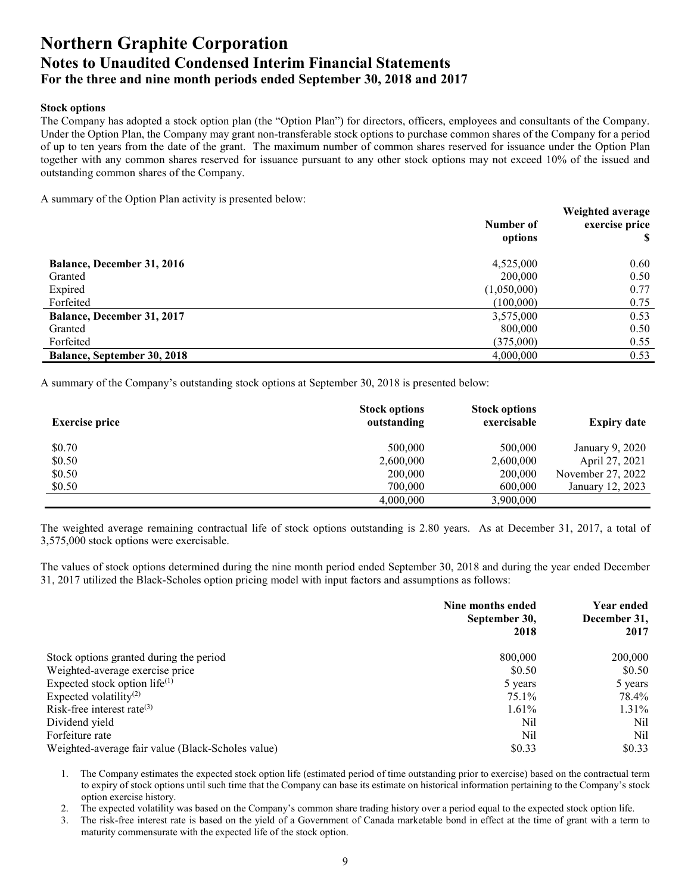### Stock options

The Company has adopted a stock option plan (the "Option Plan") for directors, officers, employees and consultants of the Company. Under the Option Plan, the Company may grant non-transferable stock options to purchase common shares of the Company for a period of up to ten years from the date of the grant. The maximum number of common shares reserved for issuance under the Option Plan together with any common shares reserved for issuance pursuant to any other stock options may not exceed 10% of the issued and outstanding common shares of the Company.

A summary of the Option Plan activity is presented below:

| | Number of options | Weighted average exercise price $ |
|---|---|---|
| **Balance, December 31, 2016** | 4,525,000 | 0.60 |
| Granted | 200,000 | 0.50 |
| Expired | (1,050,000) | 0.77 |
| Forfeited | (100,000) | 0.75 |
| **Balance, December 31, 2017** | 3,575,000 | 0.53 |
| Granted | 800,000 | 0.50 |
| Forfeited | (375,000) | 0.55 |
| **Balance, September 30, 2018** | 4,000,000 | 0.53 |

A summary of the Company's outstanding stock options at September 30, 2018 is presented below:

| Exercise price | Stock options outstanding | Stock options exercisable | Expiry date |
|---|---|---|---|
| $0.70 | 500,000 | 500,000 | January 9, 2020 |
| $0.50 | 2,600,000 | 2,600,000 | April 27, 2021 |
| $0.50 | 200,000 | 200,000 | November 27, 2022 |
| $0.50 | 700,000 | 600,000 | January 12, 2023 |
| | 4,000,000 | 3,900,000 | |

The weighted average remaining contractual life of stock options outstanding is 2.80 years. As at December 31, 2017, a total of 3,575,000 stock options were exercisable.

The values of stock options determined during the nine month period ended September 30, 2018 and during the year ended December 31, 2017 utilized the Black-Scholes option pricing model with input factors and assumptions as follows:

| | Nine months ended September 30, 2018 | Year ended December 31, 2017 |
|---|---|---|
| Stock options granted during the period | 800,000 | 200,000 |
| Weighted-average exercise price | $0.50 | $0.50 |
| Expected stock option life[(1)] | 5 years | 5 years |
| Expected volatility[(2)] | 75.1% | 78.4% |
| Risk-free interest rate[(3)] | 1.61% | 1.31% |
| Dividend yield | Nil | Nil |
| Forfeiture rate | Nil | Nil |
| Weighted-average fair value (Black-Scholes value) | $0.33 | $0.33 |

1. The Company estimates the expected stock option life (estimated period of time outstanding prior to exercise) based on the contractual term to expiry of stock options until such time that the Company can base its estimate on historical information pertaining to the Company's stock option exercise history.
2. The expected volatility was based on the Company's common share trading history over a period equal to the expected stock option life.
3. The risk-free interest rate is based on the yield of a Government of Canada marketable bond in effect at the time of grant with a term to maturity commensurate with the expected life of the stock option.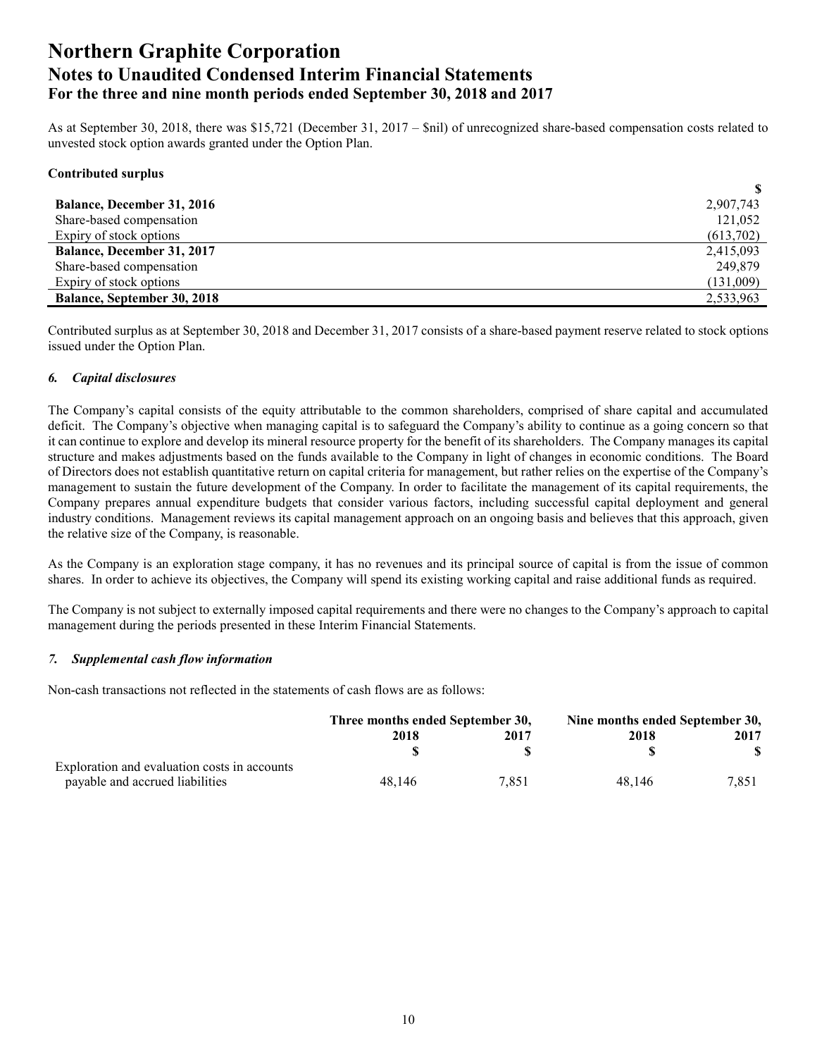As at September 30, 2018, there was $15,721 (December 31, 2017 – $nil) of unrecognized share-based compensation costs related to unvested stock option awards granted under the Option Plan.

**Contributed surplus**

| | $ |
|---|---|
| **Balance, December 31, 2016** | 2,907,743 |
| Share-based compensation | 121,052 |
| Expiry of stock options | (613,702) |
| **Balance, December 31, 2017** | 2,415,093 |
| Share-based compensation | 249,879 |
| Expiry of stock options | (131,009) |
| **Balance, September 30, 2018** | 2,533,963 |

Contributed surplus as at September 30, 2018 and December 31, 2017 consists of a share-based payment reserve related to stock options issued under the Option Plan.

### *6. Capital disclosures*

The Company's capital consists of the equity attributable to the common shareholders, comprised of share capital and accumulated deficit. The Company's objective when managing capital is to safeguard the Company's ability to continue as a going concern so that it can continue to explore and develop its mineral resource property for the benefit of its shareholders. The Company manages its capital structure and makes adjustments based on the funds available to the Company in light of changes in economic conditions. The Board of Directors does not establish quantitative return on capital criteria for management, but rather relies on the expertise of the Company's management to sustain the future development of the Company. In order to facilitate the management of its capital requirements, the Company prepares annual expenditure budgets that consider various factors, including successful capital deployment and general industry conditions. Management reviews its capital management approach on an ongoing basis and believes that this approach, given the relative size of the Company, is reasonable.

As the Company is an exploration stage company, it has no revenues and its principal source of capital is from the issue of common shares. In order to achieve its objectives, the Company will spend its existing working capital and raise additional funds as required.

The Company is not subject to externally imposed capital requirements and there were no changes to the Company's approach to capital management during the periods presented in these Interim Financial Statements.

### *7. Supplemental cash flow information*

Non-cash transactions not reflected in the statements of cash flows are as follows:

| | **Three months ended September 30,** | | **Nine months ended September 30,** | |
|---|---|---|---|---|
| | **2018** | **2017** | **2018** | **2017** |
| | **$** | **$** | **$** | **$** |
| Exploration and evaluation costs in accounts payable and accrued liabilities | 48,146 | 7,851 | 48,146 | 7,851 |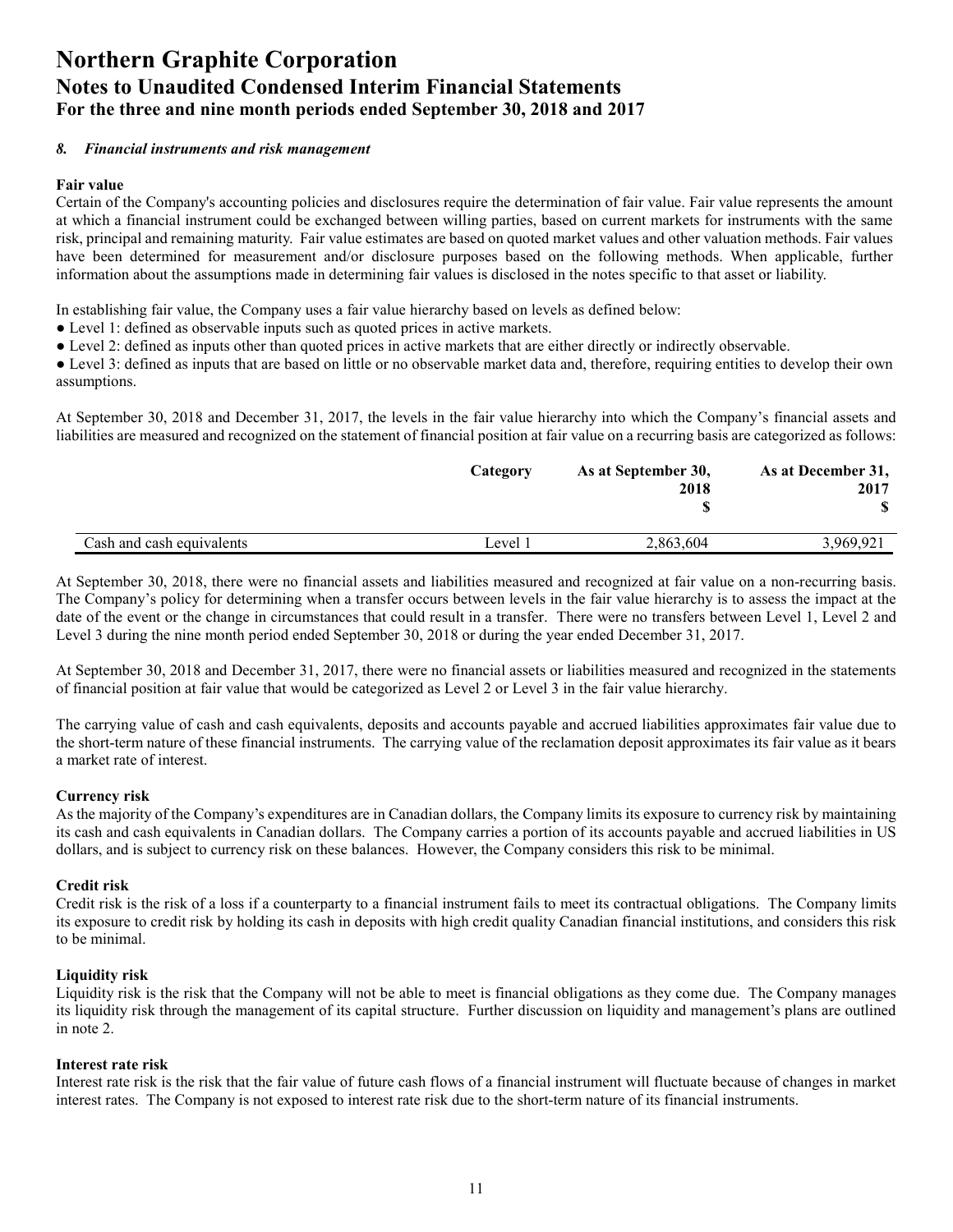### *8. Financial instruments and risk management*

**Fair value**

Certain of the Company's accounting policies and disclosures require the determination of fair value. Fair value represents the amount at which a financial instrument could be exchanged between willing parties, based on current markets for instruments with the same risk, principal and remaining maturity. Fair value estimates are based on quoted market values and other valuation methods. Fair values have been determined for measurement and/or disclosure purposes based on the following methods. When applicable, further information about the assumptions made in determining fair values is disclosed in the notes specific to that asset or liability.

In establishing fair value, the Company uses a fair value hierarchy based on levels as defined below:

- Level 1: defined as observable inputs such as quoted prices in active markets.
- Level 2: defined as inputs other than quoted prices in active markets that are either directly or indirectly observable.
- Level 3: defined as inputs that are based on little or no observable market data and, therefore, requiring entities to develop their own assumptions.

At September 30, 2018 and December 31, 2017, the levels in the fair value hierarchy into which the Company's financial assets and liabilities are measured and recognized on the statement of financial position at fair value on a recurring basis are categorized as follows:

| | Category | As at September 30, 2018 $ | As at December 31, 2017 $ |
|---|---|---|---|
| Cash and cash equivalents | Level 1 | 2,863,604 | 3,969,921 |

At September 30, 2018, there were no financial assets and liabilities measured and recognized at fair value on a non-recurring basis. The Company's policy for determining when a transfer occurs between levels in the fair value hierarchy is to assess the impact at the date of the event or the change in circumstances that could result in a transfer. There were no transfers between Level 1, Level 2 and Level 3 during the nine month period ended September 30, 2018 or during the year ended December 31, 2017.

At September 30, 2018 and December 31, 2017, there were no financial assets or liabilities measured and recognized in the statements of financial position at fair value that would be categorized as Level 2 or Level 3 in the fair value hierarchy.

The carrying value of cash and cash equivalents, deposits and accounts payable and accrued liabilities approximates fair value due to the short-term nature of these financial instruments. The carrying value of the reclamation deposit approximates its fair value as it bears a market rate of interest.

**Currency risk**

As the majority of the Company's expenditures are in Canadian dollars, the Company limits its exposure to currency risk by maintaining its cash and cash equivalents in Canadian dollars. The Company carries a portion of its accounts payable and accrued liabilities in US dollars, and is subject to currency risk on these balances. However, the Company considers this risk to be minimal.

**Credit risk**

Credit risk is the risk of a loss if a counterparty to a financial instrument fails to meet its contractual obligations. The Company limits its exposure to credit risk by holding its cash in deposits with high credit quality Canadian financial institutions, and considers this risk to be minimal.

**Liquidity risk**

Liquidity risk is the risk that the Company will not be able to meet is financial obligations as they come due. The Company manages its liquidity risk through the management of its capital structure. Further discussion on liquidity and management's plans are outlined in note 2.

**Interest rate risk**

Interest rate risk is the risk that the fair value of future cash flows of a financial instrument will fluctuate because of changes in market interest rates. The Company is not exposed to interest rate risk due to the short-term nature of its financial instruments.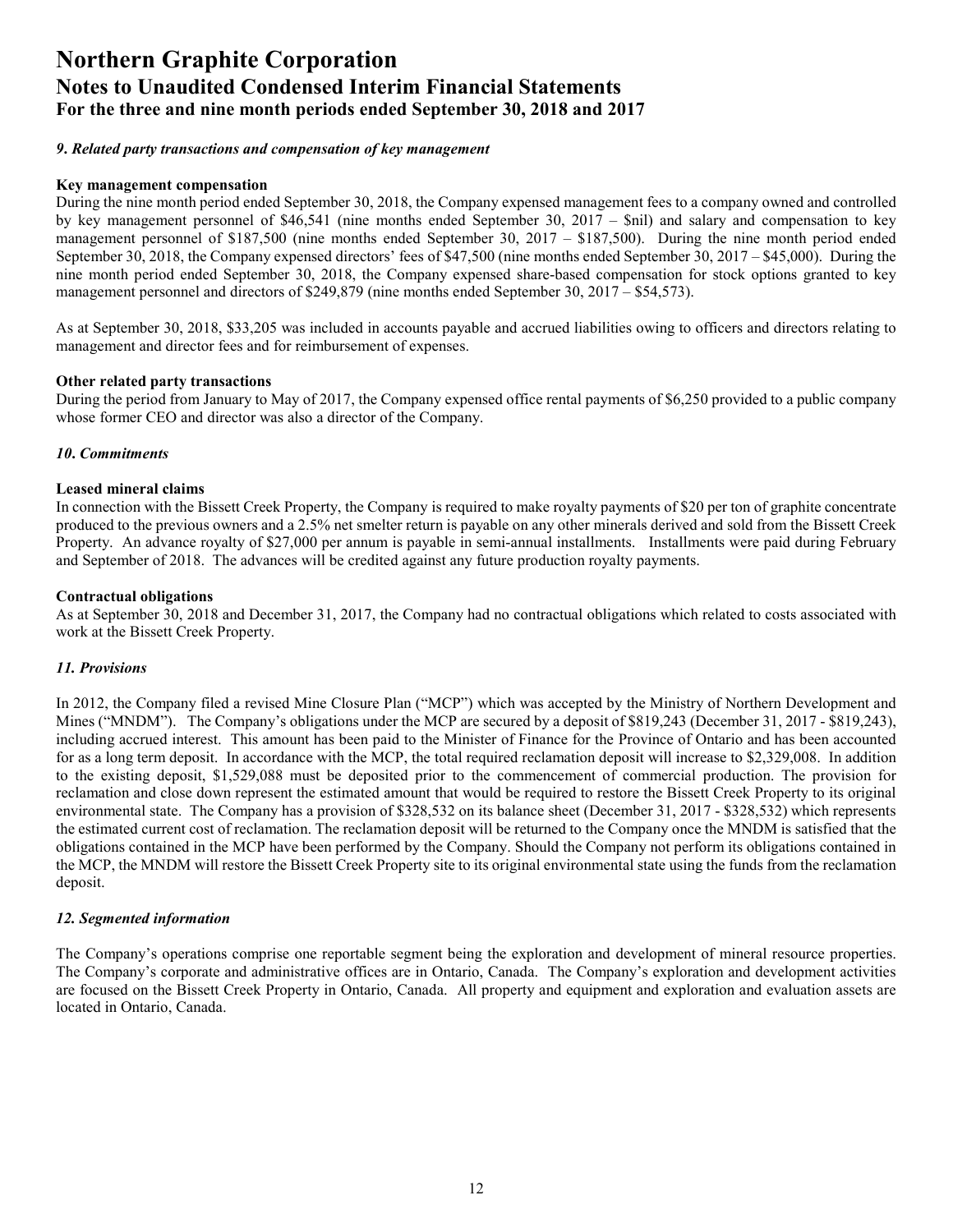# Northern Graphite Corporation
## Notes to Unaudited Condensed Interim Financial Statements
### For the three and nine month periods ended September 30, 2018 and 2017

***9. Related party transactions and compensation of key management***

**Key management compensation**

During the nine month period ended September 30, 2018, the Company expensed management fees to a company owned and controlled by key management personnel of $46,541 (nine months ended September 30, 2017 – $nil) and salary and compensation to key management personnel of $187,500 (nine months ended September 30, 2017 – $187,500). During the nine month period ended September 30, 2018, the Company expensed directors' fees of $47,500 (nine months ended September 30, 2017 – $45,000). During the nine month period ended September 30, 2018, the Company expensed share-based compensation for stock options granted to key management personnel and directors of $249,879 (nine months ended September 30, 2017 – $54,573).

As at September 30, 2018, $33,205 was included in accounts payable and accrued liabilities owing to officers and directors relating to management and director fees and for reimbursement of expenses.

**Other related party transactions**

During the period from January to May of 2017, the Company expensed office rental payments of $6,250 provided to a public company whose former CEO and director was also a director of the Company.

***10. Commitments***

**Leased mineral claims**

In connection with the Bissett Creek Property, the Company is required to make royalty payments of $20 per ton of graphite concentrate produced to the previous owners and a 2.5% net smelter return is payable on any other minerals derived and sold from the Bissett Creek Property. An advance royalty of $27,000 per annum is payable in semi-annual installments. Installments were paid during February and September of 2018. The advances will be credited against any future production royalty payments.

**Contractual obligations**

As at September 30, 2018 and December 31, 2017, the Company had no contractual obligations which related to costs associated with work at the Bissett Creek Property.

***11. Provisions***

In 2012, the Company filed a revised Mine Closure Plan ("MCP") which was accepted by the Ministry of Northern Development and Mines ("MNDM"). The Company's obligations under the MCP are secured by a deposit of $819,243 (December 31, 2017 - $819,243), including accrued interest. This amount has been paid to the Minister of Finance for the Province of Ontario and has been accounted for as a long term deposit. In accordance with the MCP, the total required reclamation deposit will increase to $2,329,008. In addition to the existing deposit, $1,529,088 must be deposited prior to the commencement of commercial production. The provision for reclamation and close down represent the estimated amount that would be required to restore the Bissett Creek Property to its original environmental state. The Company has a provision of $328,532 on its balance sheet (December 31, 2017 - $328,532) which represents the estimated current cost of reclamation. The reclamation deposit will be returned to the Company once the MNDM is satisfied that the obligations contained in the MCP have been performed by the Company. Should the Company not perform its obligations contained in the MCP, the MNDM will restore the Bissett Creek Property site to its original environmental state using the funds from the reclamation deposit.

***12. Segmented information***

The Company's operations comprise one reportable segment being the exploration and development of mineral resource properties. The Company's corporate and administrative offices are in Ontario, Canada. The Company's exploration and development activities are focused on the Bissett Creek Property in Ontario, Canada. All property and equipment and exploration and evaluation assets are located in Ontario, Canada.